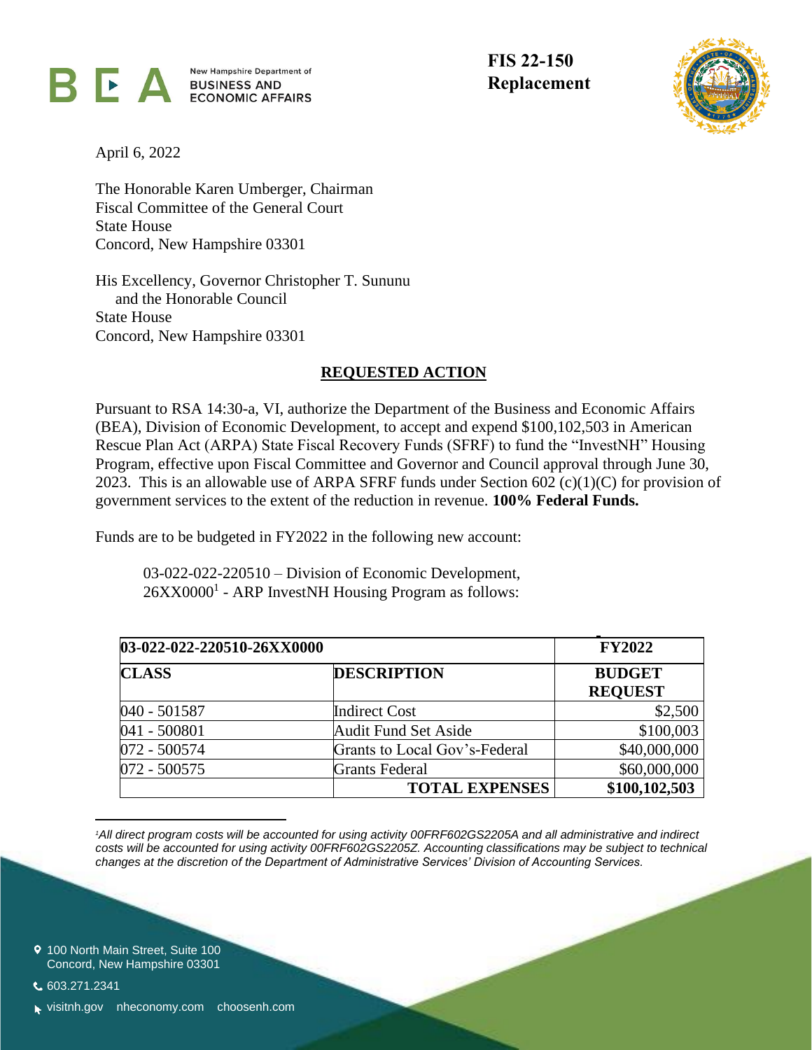New Hampshire Department of
BUSINESS AND
ECONOMIC AFFAIRS

**FIS 22-150**
**Replacement**

April 6, 2022

The Honorable Karen Umberger, Chairman
Fiscal Committee of the General Court
State House
Concord, New Hampshire 03301

His Excellency, Governor Christopher T. Sununu
and the Honorable Council
State House
Concord, New Hampshire 03301

## REQUESTED ACTION

Pursuant to RSA 14:30-a, VI, authorize the Department of the Business and Economic Affairs (BEA), Division of Economic Development, to accept and expend $100,102,503 in American Rescue Plan Act (ARPA) State Fiscal Recovery Funds (SFRF) to fund the "InvestNH" Housing Program, effective upon Fiscal Committee and Governor and Council approval through June 30, 2023. This is an allowable use of ARPA SFRF funds under Section 602 (c)(1)(C) for provision of government services to the extent of the reduction in revenue. **100% Federal Funds.**

Funds are to be budgeted in FY2022 in the following new account:

03-022-022-220510 – Division of Economic Development,
26XX0000[1] - ARP InvestNH Housing Program as follows:

| 03-022-022-220510-26XX0000 | | FY2022 |
|---|---|---|
| **CLASS** | **DESCRIPTION** | **BUDGET REQUEST** |
| 040 - 501587 | Indirect Cost | $2,500 |
| 041 - 500801 | Audit Fund Set Aside | $100,003 |
| 072 - 500574 | Grants to Local Gov's-Federal | $40,000,000 |
| 072 - 500575 | Grants Federal | $60,000,000 |
| | **TOTAL EXPENSES** | **$100,102,503** |

*[1]All direct program costs will be accounted for using activity 00FRF602GS2205A and all administrative and indirect costs will be accounted for using activity 00FRF602GS2205Z. Accounting classifications may be subject to technical changes at the discretion of the Department of Administrative Services' Division of Accounting Services.*

100 North Main Street, Suite 100
Concord, New Hampshire 03301

603.271.2341

visitnh.gov nheconomy.com choosenh.com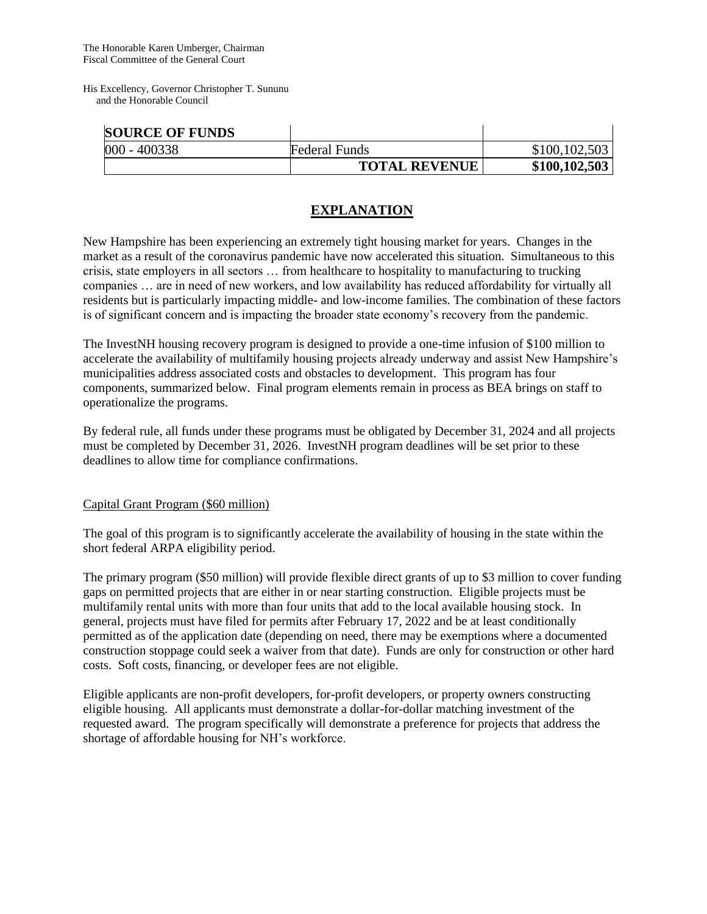The Honorable Karen Umberger, Chairman
Fiscal Committee of the General Court

His Excellency, Governor Christopher T. Sununu
and the Honorable Council

| SOURCE OF FUNDS | | |
|---|---|---|
| 000 - 400338 | Federal Funds | $100,102,503 |
| | **TOTAL REVENUE** | **$100,102,503** |

## EXPLANATION

New Hampshire has been experiencing an extremely tight housing market for years. Changes in the market as a result of the coronavirus pandemic have now accelerated this situation. Simultaneous to this crisis, state employers in all sectors … from healthcare to hospitality to manufacturing to trucking companies … are in need of new workers, and low availability has reduced affordability for virtually all residents but is particularly impacting middle- and low-income families. The combination of these factors is of significant concern and is impacting the broader state economy's recovery from the pandemic.

The InvestNH housing recovery program is designed to provide a one-time infusion of $100 million to accelerate the availability of multifamily housing projects already underway and assist New Hampshire's municipalities address associated costs and obstacles to development. This program has four components, summarized below. Final program elements remain in process as BEA brings on staff to operationalize the programs.

By federal rule, all funds under these programs must be obligated by December 31, 2024 and all projects must be completed by December 31, 2026. InvestNH program deadlines will be set prior to these deadlines to allow time for compliance confirmations.

Capital Grant Program ($60 million)

The goal of this program is to significantly accelerate the availability of housing in the state within the short federal ARPA eligibility period.

The primary program ($50 million) will provide flexible direct grants of up to $3 million to cover funding gaps on permitted projects that are either in or near starting construction. Eligible projects must be multifamily rental units with more than four units that add to the local available housing stock. In general, projects must have filed for permits after February 17, 2022 and be at least conditionally permitted as of the application date (depending on need, there may be exemptions where a documented construction stoppage could seek a waiver from that date). Funds are only for construction or other hard costs. Soft costs, financing, or developer fees are not eligible.

Eligible applicants are non-profit developers, for-profit developers, or property owners constructing eligible housing. All applicants must demonstrate a dollar-for-dollar matching investment of the requested award. The program specifically will demonstrate a preference for projects that address the shortage of affordable housing for NH's workforce.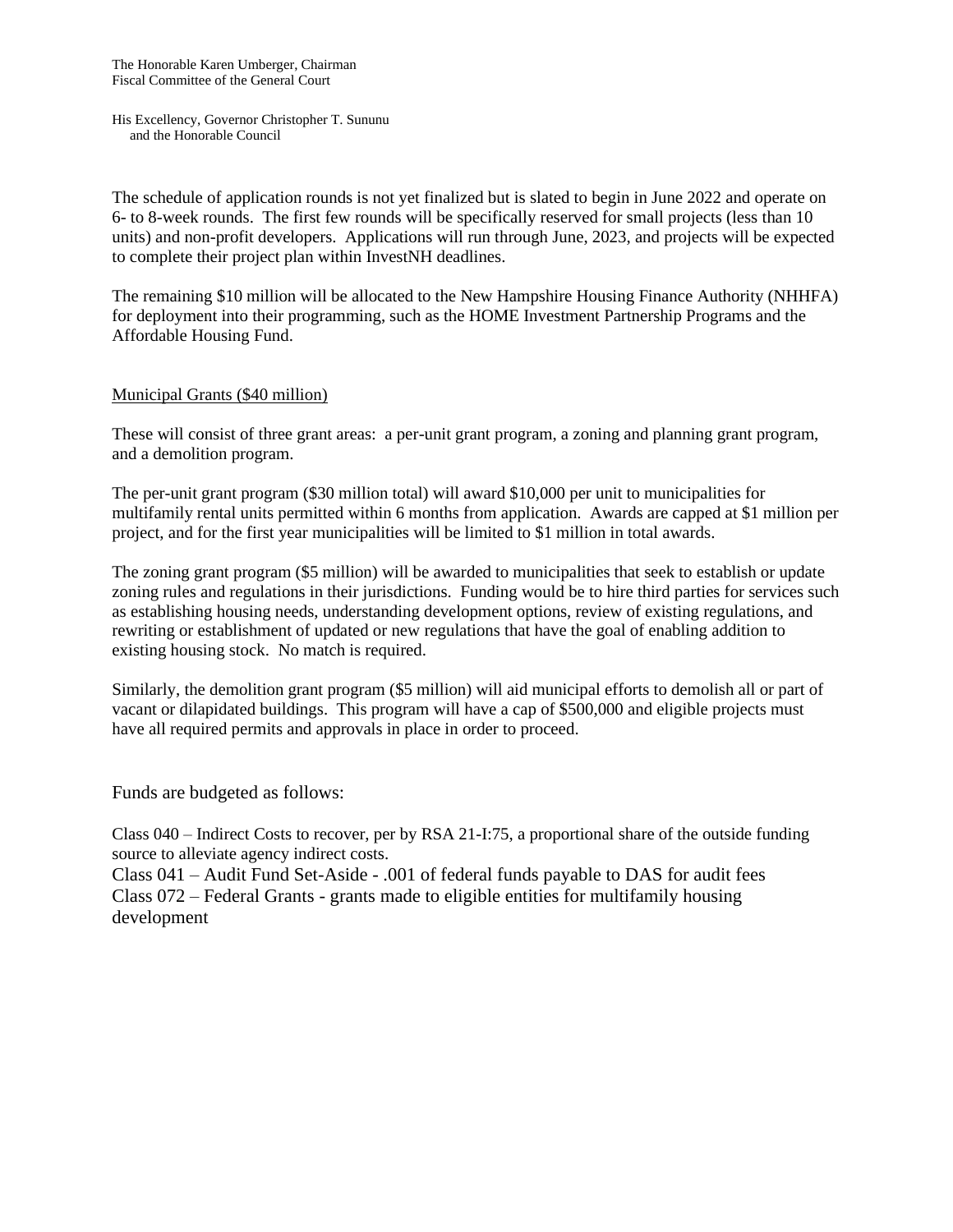The Honorable Karen Umberger, Chairman
Fiscal Committee of the General Court

His Excellency, Governor Christopher T. Sununu
and the Honorable Council

The schedule of application rounds is not yet finalized but is slated to begin in June 2022 and operate on 6- to 8-week rounds. The first few rounds will be specifically reserved for small projects (less than 10 units) and non-profit developers. Applications will run through June, 2023, and projects will be expected to complete their project plan within InvestNH deadlines.

The remaining $10 million will be allocated to the New Hampshire Housing Finance Authority (NHHFA) for deployment into their programming, such as the HOME Investment Partnership Programs and the Affordable Housing Fund.

<u>Municipal Grants ($40 million)</u>

These will consist of three grant areas: a per-unit grant program, a zoning and planning grant program, and a demolition program.

The per-unit grant program ($30 million total) will award $10,000 per unit to municipalities for multifamily rental units permitted within 6 months from application. Awards are capped at $1 million per project, and for the first year municipalities will be limited to $1 million in total awards.

The zoning grant program ($5 million) will be awarded to municipalities that seek to establish or update zoning rules and regulations in their jurisdictions. Funding would be to hire third parties for services such as establishing housing needs, understanding development options, review of existing regulations, and rewriting or establishment of updated or new regulations that have the goal of enabling addition to existing housing stock. No match is required.

Similarly, the demolition grant program ($5 million) will aid municipal efforts to demolish all or part of vacant or dilapidated buildings. This program will have a cap of $500,000 and eligible projects must have all required permits and approvals in place in order to proceed.

Funds are budgeted as follows:

Class 040 – Indirect Costs to recover, per by RSA 21-I:75, a proportional share of the outside funding source to alleviate agency indirect costs.
Class 041 – Audit Fund Set-Aside - .001 of federal funds payable to DAS for audit fees
Class 072 – Federal Grants - grants made to eligible entities for multifamily housing development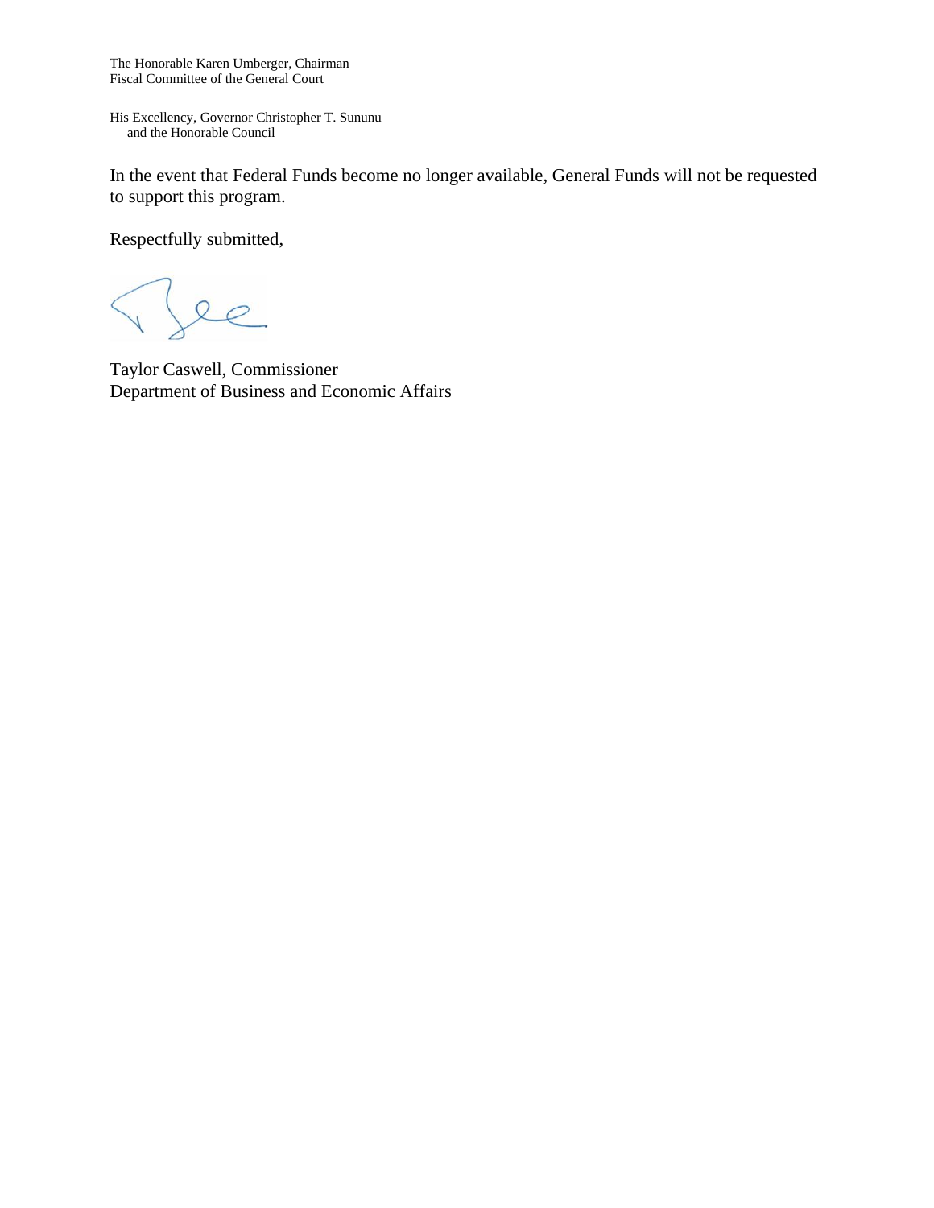The Honorable Karen Umberger, Chairman
Fiscal Committee of the General Court

His Excellency, Governor Christopher T. Sununu
and the Honorable Council

In the event that Federal Funds become no longer available, General Funds will not be requested to support this program.

Respectfully submitted,

Taylor Caswell, Commissioner
Department of Business and Economic Affairs